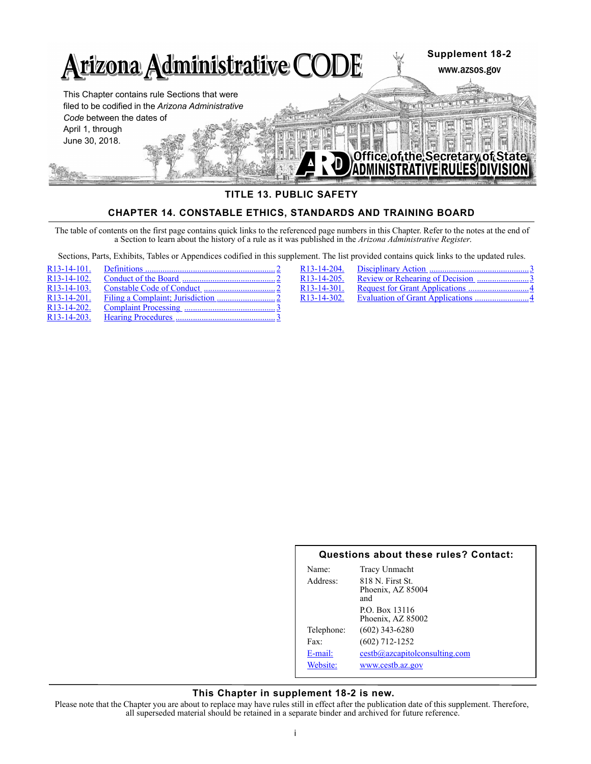# Arizona Administrative CODE

**Supplement 18-2**

www.azsos.gov

This Chapter contains rule Sections that were filed to be codified in the *Arizona Administrative Code* between the dates of April 1, through June 30, 2018.

Office of the Secretary of State
ADMINISTRATIVE RULES DIVISION

## TITLE 13. PUBLIC SAFETY

## CHAPTER 14. CONSTABLE ETHICS, STANDARDS AND TRAINING BOARD

The table of contents on the first page contains quick links to the referenced page numbers in this Chapter. Refer to the notes at the end of a Section to learn about the history of a rule as it was published in the *Arizona Administrative Register*.

Sections, Parts, Exhibits, Tables or Appendices codified in this supplement. The list provided contains quick links to the updated rules.

| Section | Title | Page |
|---|---|---|
| R13-14-101. | Definitions | 2 |
| R13-14-102. | Conduct of the Board | 2 |
| R13-14-103. | Constable Code of Conduct | 2 |
| R13-14-201. | Filing a Complaint; Jurisdiction | 2 |
| R13-14-202. | Complaint Processing | 3 |
| R13-14-203. | Hearing Procedures | 3 |
| R13-14-204. | Disciplinary Action | 3 |
| R13-14-205. | Review or Rehearing of Decision | 3 |
| R13-14-301. | Request for Grant Applications | 4 |
| R13-14-302. | Evaluation of Grant Applications | 4 |

**Questions about these rules? Contact:**

| | |
|---|---|
| Name: | Tracy Unmacht |
| Address: | 818 N. First St.<br>Phoenix, AZ 85004<br>and<br>P.O. Box 13116<br>Phoenix, AZ 85002 |
| Telephone: | (602) 343-6280 |
| Fax: | (602) 712-1252 |
| E-mail: | cestb@azcapitolconsulting.com |
| Website: | www.cestb.az.gov |

**This Chapter in supplement 18-2 is new.**

Please note that the Chapter you are about to replace may have rules still in effect after the publication date of this supplement. Therefore, all superseded material should be retained in a separate binder and archived for future reference.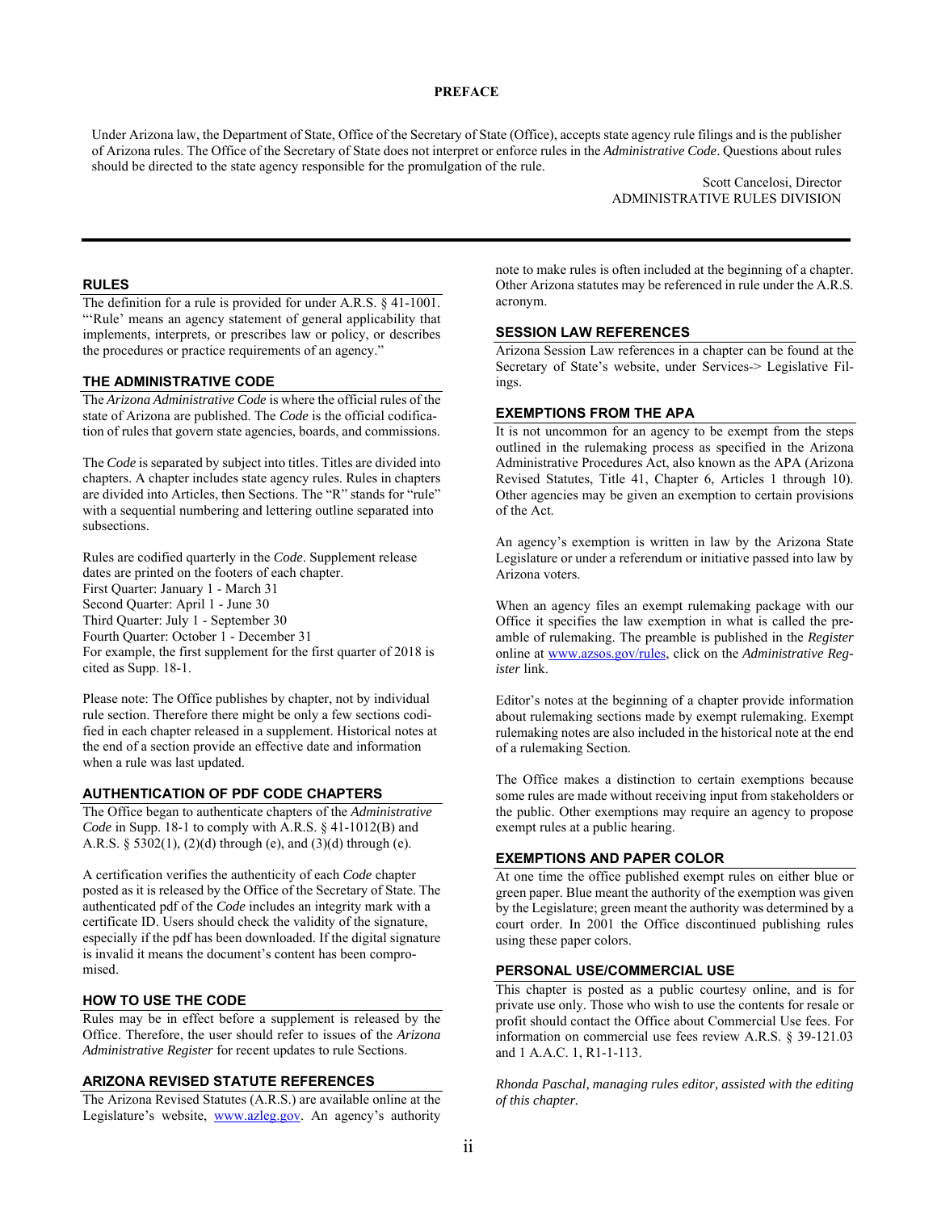# PREFACE

Under Arizona law, the Department of State, Office of the Secretary of State (Office), accepts state agency rule filings and is the publisher of Arizona rules. The Office of the Secretary of State does not interpret or enforce rules in the *Administrative Code*. Questions about rules should be directed to the state agency responsible for the promulgation of the rule.

Scott Cancelosi, Director
ADMINISTRATIVE RULES DIVISION

## RULES

The definition for a rule is provided for under A.R.S. § 41-1001. "'Rule' means an agency statement of general applicability that implements, interprets, or prescribes law or policy, or describes the procedures or practice requirements of an agency."

## THE ADMINISTRATIVE CODE

The *Arizona Administrative Code* is where the official rules of the state of Arizona are published. The *Code* is the official codification of rules that govern state agencies, boards, and commissions.

The *Code* is separated by subject into titles. Titles are divided into chapters. A chapter includes state agency rules. Rules in chapters are divided into Articles, then Sections. The "R" stands for "rule" with a sequential numbering and lettering outline separated into subsections.

Rules are codified quarterly in the *Code*. Supplement release dates are printed on the footers of each chapter.
First Quarter: January 1 - March 31
Second Quarter: April 1 - June 30
Third Quarter: July 1 - September 30
Fourth Quarter: October 1 - December 31
For example, the first supplement for the first quarter of 2018 is cited as Supp. 18-1.

Please note: The Office publishes by chapter, not by individual rule section. Therefore there might be only a few sections codified in each chapter released in a supplement. Historical notes at the end of a section provide an effective date and information when a rule was last updated.

## AUTHENTICATION OF PDF CODE CHAPTERS

The Office began to authenticate chapters of the *Administrative Code* in Supp. 18-1 to comply with A.R.S. § 41-1012(B) and A.R.S. § 5302(1), (2)(d) through (e), and (3)(d) through (e).

A certification verifies the authenticity of each *Code* chapter posted as it is released by the Office of the Secretary of State. The authenticated pdf of the *Code* includes an integrity mark with a certificate ID. Users should check the validity of the signature, especially if the pdf has been downloaded. If the digital signature is invalid it means the document's content has been compromised.

## HOW TO USE THE CODE

Rules may be in effect before a supplement is released by the Office. Therefore, the user should refer to issues of the *Arizona Administrative Register* for recent updates to rule Sections.

## ARIZONA REVISED STATUTE REFERENCES

The Arizona Revised Statutes (A.R.S.) are available online at the Legislature's website, www.azleg.gov. An agency's authority note to make rules is often included at the beginning of a chapter. Other Arizona statutes may be referenced in rule under the A.R.S. acronym.

## SESSION LAW REFERENCES

Arizona Session Law references in a chapter can be found at the Secretary of State's website, under Services-> Legislative Filings.

## EXEMPTIONS FROM THE APA

It is not uncommon for an agency to be exempt from the steps outlined in the rulemaking process as specified in the Arizona Administrative Procedures Act, also known as the APA (Arizona Revised Statutes, Title 41, Chapter 6, Articles 1 through 10). Other agencies may be given an exemption to certain provisions of the Act.

An agency's exemption is written in law by the Arizona State Legislature or under a referendum or initiative passed into law by Arizona voters.

When an agency files an exempt rulemaking package with our Office it specifies the law exemption in what is called the preamble of rulemaking. The preamble is published in the *Register* online at www.azsos.gov/rules, click on the *Administrative Register* link.

Editor's notes at the beginning of a chapter provide information about rulemaking sections made by exempt rulemaking. Exempt rulemaking notes are also included in the historical note at the end of a rulemaking Section.

The Office makes a distinction to certain exemptions because some rules are made without receiving input from stakeholders or the public. Other exemptions may require an agency to propose exempt rules at a public hearing.

## EXEMPTIONS AND PAPER COLOR

At one time the office published exempt rules on either blue or green paper. Blue meant the authority of the exemption was given by the Legislature; green meant the authority was determined by a court order. In 2001 the Office discontinued publishing rules using these paper colors.

## PERSONAL USE/COMMERCIAL USE

This chapter is posted as a public courtesy online, and is for private use only. Those who wish to use the contents for resale or profit should contact the Office about Commercial Use fees. For information on commercial use fees review A.R.S. § 39-121.03 and 1 A.A.C. 1, R1-1-113.

*Rhonda Paschal, managing rules editor, assisted with the editing of this chapter.*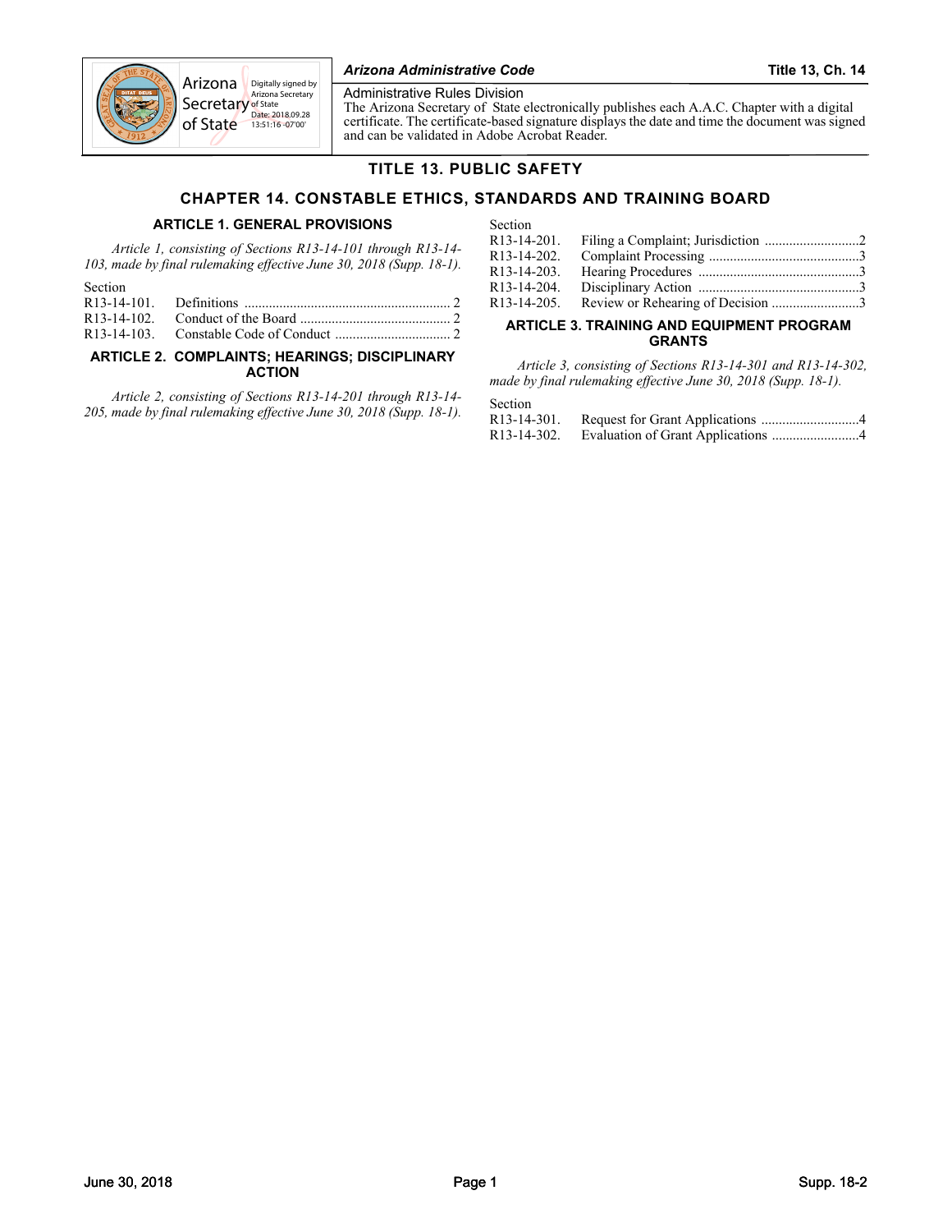# TITLE 13. PUBLIC SAFETY

## CHAPTER 14. CONSTABLE ETHICS, STANDARDS AND TRAINING BOARD

### ARTICLE 1. GENERAL PROVISIONS

*Article 1, consisting of Sections R13-14-101 through R13-14-103, made by final rulemaking effective June 30, 2018 (Supp. 18-1).*

| Section | | |
|---|---|---|
| R13-14-101. | Definitions | 2 |
| R13-14-102. | Conduct of the Board | 2 |
| R13-14-103. | Constable Code of Conduct | 2 |

### ARTICLE 2. COMPLAINTS; HEARINGS; DISCIPLINARY ACTION

*Article 2, consisting of Sections R13-14-201 through R13-14-205, made by final rulemaking effective June 30, 2018 (Supp. 18-1).*

| Section | | |
|---|---|---|
| R13-14-201. | Filing a Complaint; Jurisdiction | 2 |
| R13-14-202. | Complaint Processing | 3 |
| R13-14-203. | Hearing Procedures | 3 |
| R13-14-204. | Disciplinary Action | 3 |
| R13-14-205. | Review or Rehearing of Decision | 3 |

### ARTICLE 3. TRAINING AND EQUIPMENT PROGRAM GRANTS

*Article 3, consisting of Sections R13-14-301 and R13-14-302, made by final rulemaking effective June 30, 2018 (Supp. 18-1).*

| Section | | |
|---|---|---|
| R13-14-301. | Request for Grant Applications | 4 |
| R13-14-302. | Evaluation of Grant Applications | 4 |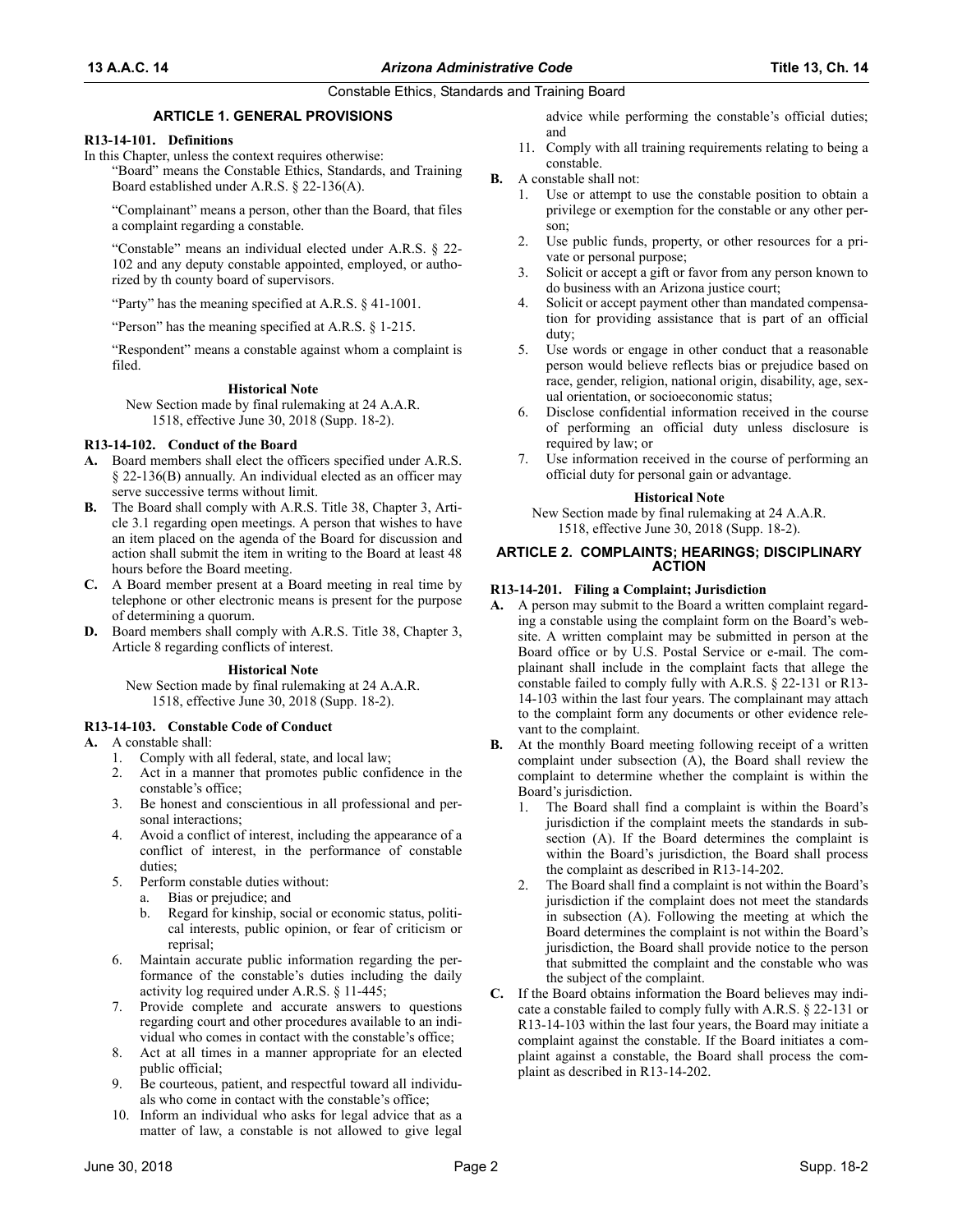## ARTICLE 1. GENERAL PROVISIONS

### R13-14-101. Definitions

In this Chapter, unless the context requires otherwise:

"Board" means the Constable Ethics, Standards, and Training Board established under A.R.S. § 22-136(A).

"Complainant" means a person, other than the Board, that files a complaint regarding a constable.

"Constable" means an individual elected under A.R.S. § 22-102 and any deputy constable appointed, employed, or authorized by th county board of supervisors.

"Party" has the meaning specified at A.R.S. § 41-1001.

"Person" has the meaning specified at A.R.S. § 1-215.

"Respondent" means a constable against whom a complaint is filed.

**Historical Note**

New Section made by final rulemaking at 24 A.A.R. 1518, effective June 30, 2018 (Supp. 18-2).

### R13-14-102. Conduct of the Board

**A.** Board members shall elect the officers specified under A.R.S. § 22-136(B) annually. An individual elected as an officer may serve successive terms without limit.

**B.** The Board shall comply with A.R.S. Title 38, Chapter 3, Article 3.1 regarding open meetings. A person that wishes to have an item placed on the agenda of the Board for discussion and action shall submit the item in writing to the Board at least 48 hours before the Board meeting.

**C.** A Board member present at a Board meeting in real time by telephone or other electronic means is present for the purpose of determining a quorum.

**D.** Board members shall comply with A.R.S. Title 38, Chapter 3, Article 8 regarding conflicts of interest.

**Historical Note**

New Section made by final rulemaking at 24 A.A.R. 1518, effective June 30, 2018 (Supp. 18-2).

### R13-14-103. Constable Code of Conduct

**A.** A constable shall:

1. Comply with all federal, state, and local law;
2. Act in a manner that promotes public confidence in the constable's office;
3. Be honest and conscientious in all professional and personal interactions;
4. Avoid a conflict of interest, including the appearance of a conflict of interest, in the performance of constable duties;
5. Perform constable duties without:
   a. Bias or prejudice; and
   b. Regard for kinship, social or economic status, political interests, public opinion, or fear of criticism or reprisal;
6. Maintain accurate public information regarding the performance of the constable's duties including the daily activity log required under A.R.S. § 11-445;
7. Provide complete and accurate answers to questions regarding court and other procedures available to an individual who comes in contact with the constable's office;
8. Act at all times in a manner appropriate for an elected public official;
9. Be courteous, patient, and respectful toward all individuals who come in contact with the constable's office;
10. Inform an individual who asks for legal advice that as a matter of law, a constable is not allowed to give legal advice while performing the constable's official duties; and
11. Comply with all training requirements relating to being a constable.

**B.** A constable shall not:

1. Use or attempt to use the constable position to obtain a privilege or exemption for the constable or any other person;
2. Use public funds, property, or other resources for a private or personal purpose;
3. Solicit or accept a gift or favor from any person known to do business with an Arizona justice court;
4. Solicit or accept payment other than mandated compensation for providing assistance that is part of an official duty;
5. Use words or engage in other conduct that a reasonable person would believe reflects bias or prejudice based on race, gender, religion, national origin, disability, age, sexual orientation, or socioeconomic status;
6. Disclose confidential information received in the course of performing an official duty unless disclosure is required by law; or
7. Use information received in the course of performing an official duty for personal gain or advantage.

**Historical Note**

New Section made by final rulemaking at 24 A.A.R. 1518, effective June 30, 2018 (Supp. 18-2).

## ARTICLE 2. COMPLAINTS; HEARINGS; DISCIPLINARY ACTION

### R13-14-201. Filing a Complaint; Jurisdiction

**A.** A person may submit to the Board a written complaint regarding a constable using the complaint form on the Board's website. A written complaint may be submitted in person at the Board office or by U.S. Postal Service or e-mail. The complainant shall include in the complaint facts that allege the constable failed to comply fully with A.R.S. § 22-131 or R13-14-103 within the last four years. The complainant may attach to the complaint form any documents or other evidence relevant to the complaint.

**B.** At the monthly Board meeting following receipt of a written complaint under subsection (A), the Board shall review the complaint to determine whether the complaint is within the Board's jurisdiction.

1. The Board shall find a complaint is within the Board's jurisdiction if the complaint meets the standards in subsection (A). If the Board determines the complaint is within the Board's jurisdiction, the Board shall process the complaint as described in R13-14-202.
2. The Board shall find a complaint is not within the Board's jurisdiction if the complaint does not meet the standards in subsection (A). Following the meeting at which the Board determines the complaint is not within the Board's jurisdiction, the Board shall provide notice to the person that submitted the complaint and the constable who was the subject of the complaint.

**C.** If the Board obtains information the Board believes may indicate a constable failed to comply fully with A.R.S. § 22-131 or R13-14-103 within the last four years, the Board may initiate a complaint against the constable. If the Board initiates a complaint against a constable, the Board shall process the complaint as described in R13-14-202.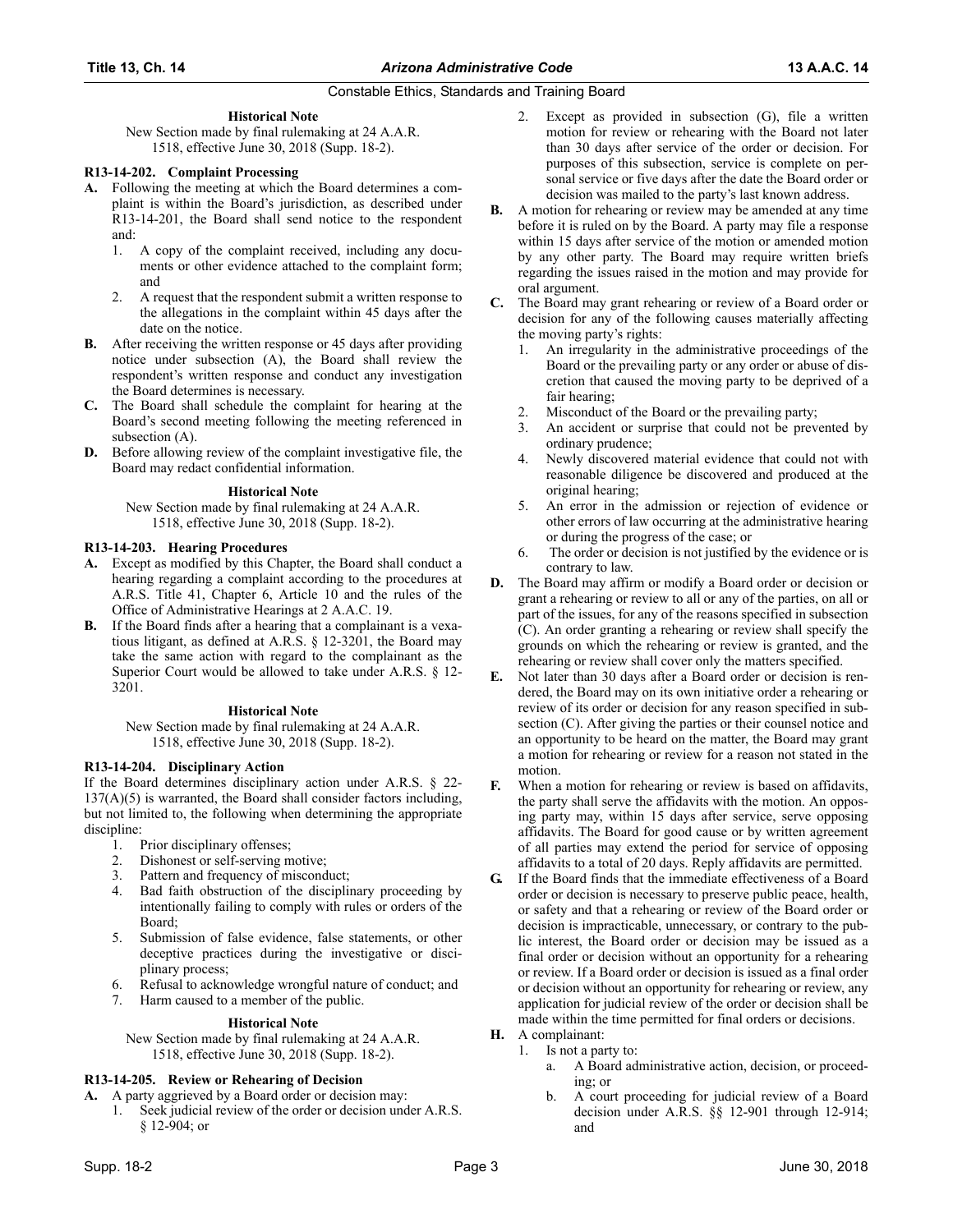**Historical Note**

New Section made by final rulemaking at 24 A.A.R. 1518, effective June 30, 2018 (Supp. 18-2).

### R13-14-202. Complaint Processing

**A.** Following the meeting at which the Board determines a complaint is within the Board's jurisdiction, as described under R13-14-201, the Board shall send notice to the respondent and:

1. A copy of the complaint received, including any documents or other evidence attached to the complaint form; and
2. A request that the respondent submit a written response to the allegations in the complaint within 45 days after the date on the notice.

**B.** After receiving the written response or 45 days after providing notice under subsection (A), the Board shall review the respondent's written response and conduct any investigation the Board determines is necessary.

**C.** The Board shall schedule the complaint for hearing at the Board's second meeting following the meeting referenced in subsection (A).

**D.** Before allowing review of the complaint investigative file, the Board may redact confidential information.

**Historical Note**

New Section made by final rulemaking at 24 A.A.R. 1518, effective June 30, 2018 (Supp. 18-2).

### R13-14-203. Hearing Procedures

**A.** Except as modified by this Chapter, the Board shall conduct a hearing regarding a complaint according to the procedures at A.R.S. Title 41, Chapter 6, Article 10 and the rules of the Office of Administrative Hearings at 2 A.A.C. 19.

**B.** If the Board finds after a hearing that a complainant is a vexatious litigant, as defined at A.R.S. § 12-3201, the Board may take the same action with regard to the complainant as the Superior Court would be allowed to take under A.R.S. § 12-3201.

**Historical Note**

New Section made by final rulemaking at 24 A.A.R. 1518, effective June 30, 2018 (Supp. 18-2).

### R13-14-204. Disciplinary Action

If the Board determines disciplinary action under A.R.S. § 22-137(A)(5) is warranted, the Board shall consider factors including, but not limited to, the following when determining the appropriate discipline:

1. Prior disciplinary offenses;
2. Dishonest or self-serving motive;
3. Pattern and frequency of misconduct;
4. Bad faith obstruction of the disciplinary proceeding by intentionally failing to comply with rules or orders of the Board;
5. Submission of false evidence, false statements, or other deceptive practices during the investigative or disciplinary process;
6. Refusal to acknowledge wrongful nature of conduct; and
7. Harm caused to a member of the public.

**Historical Note**

New Section made by final rulemaking at 24 A.A.R. 1518, effective June 30, 2018 (Supp. 18-2).

### R13-14-205. Review or Rehearing of Decision

**A.** A party aggrieved by a Board order or decision may:

1. Seek judicial review of the order or decision under A.R.S. § 12-904; or
2. Except as provided in subsection (G), file a written motion for review or rehearing with the Board not later than 30 days after service of the order or decision. For purposes of this subsection, service is complete on personal service or five days after the date the Board order or decision was mailed to the party's last known address.

**B.** A motion for rehearing or review may be amended at any time before it is ruled on by the Board. A party may file a response within 15 days after service of the motion or amended motion by any other party. The Board may require written briefs regarding the issues raised in the motion and may provide for oral argument.

**C.** The Board may grant rehearing or review of a Board order or decision for any of the following causes materially affecting the moving party's rights:

1. An irregularity in the administrative proceedings of the Board or the prevailing party or any order or abuse of discretion that caused the moving party to be deprived of a fair hearing;
2. Misconduct of the Board or the prevailing party;
3. An accident or surprise that could not be prevented by ordinary prudence;
4. Newly discovered material evidence that could not with reasonable diligence be discovered and produced at the original hearing;
5. An error in the admission or rejection of evidence or other errors of law occurring at the administrative hearing or during the progress of the case; or
6. The order or decision is not justified by the evidence or is contrary to law.

**D.** The Board may affirm or modify a Board order or decision or grant a rehearing or review to all or any of the parties, on all or part of the issues, for any of the reasons specified in subsection (C). An order granting a rehearing or review shall specify the grounds on which the rehearing or review is granted, and the rehearing or review shall cover only the matters specified.

**E.** Not later than 30 days after a Board order or decision is rendered, the Board may on its own initiative order a rehearing or review of its order or decision for any reason specified in subsection (C). After giving the parties or their counsel notice and an opportunity to be heard on the matter, the Board may grant a motion for rehearing or review for a reason not stated in the motion.

**F.** When a motion for rehearing or review is based on affidavits, the party shall serve the affidavits with the motion. An opposing party may, within 15 days after service, serve opposing affidavits. The Board for good cause or by written agreement of all parties may extend the period for service of opposing affidavits to a total of 20 days. Reply affidavits are permitted.

**G.** If the Board finds that the immediate effectiveness of a Board order or decision is necessary to preserve public peace, health, or safety and that a rehearing or review of the Board order or decision is impracticable, unnecessary, or contrary to the public interest, the Board order or decision may be issued as a final order or decision without an opportunity for a rehearing or review. If a Board order or decision is issued as a final order or decision without an opportunity for rehearing or review, any application for judicial review of the order or decision shall be made within the time permitted for final orders or decisions.

**H.** A complainant:

1. Is not a party to:
    a. A Board administrative action, decision, or proceeding; or
    b. A court proceeding for judicial review of a Board decision under A.R.S. §§ 12-901 through 12-914; and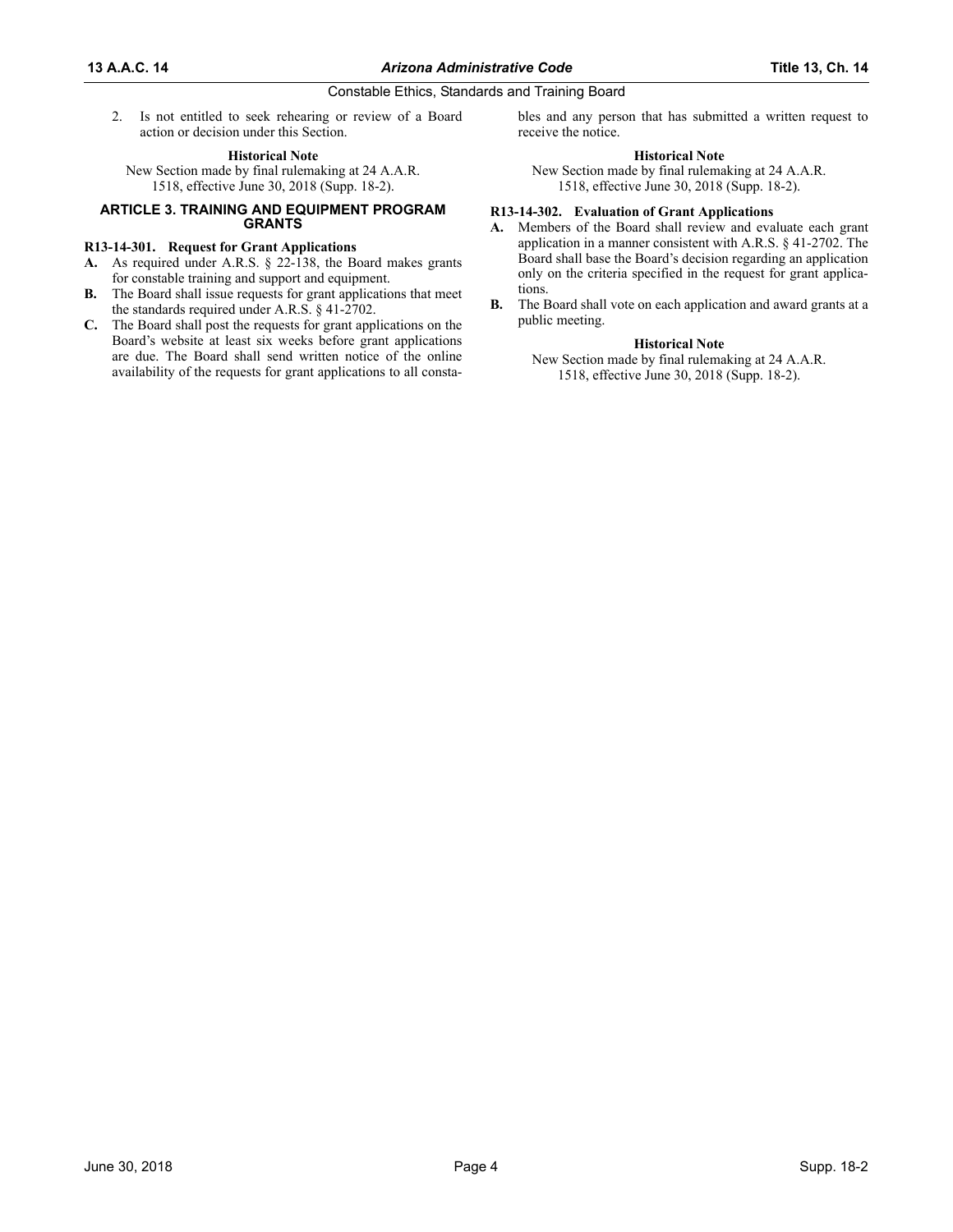2. Is not entitled to seek rehearing or review of a Board action or decision under this Section.

**Historical Note**

New Section made by final rulemaking at 24 A.A.R. 1518, effective June 30, 2018 (Supp. 18-2).

## ARTICLE 3. TRAINING AND EQUIPMENT PROGRAM GRANTS

### R13-14-301. Request for Grant Applications

**A.** As required under A.R.S. § 22-138, the Board makes grants for constable training and support and equipment.

**B.** The Board shall issue requests for grant applications that meet the standards required under A.R.S. § 41-2702.

**C.** The Board shall post the requests for grant applications on the Board's website at least six weeks before grant applications are due. The Board shall send written notice of the online availability of the requests for grant applications to all constables and any person that has submitted a written request to receive the notice.

**Historical Note**

New Section made by final rulemaking at 24 A.A.R. 1518, effective June 30, 2018 (Supp. 18-2).

### R13-14-302. Evaluation of Grant Applications

**A.** Members of the Board shall review and evaluate each grant application in a manner consistent with A.R.S. § 41-2702. The Board shall base the Board's decision regarding an application only on the criteria specified in the request for grant applications.

**B.** The Board shall vote on each application and award grants at a public meeting.

**Historical Note**

New Section made by final rulemaking at 24 A.A.R. 1518, effective June 30, 2018 (Supp. 18-2).